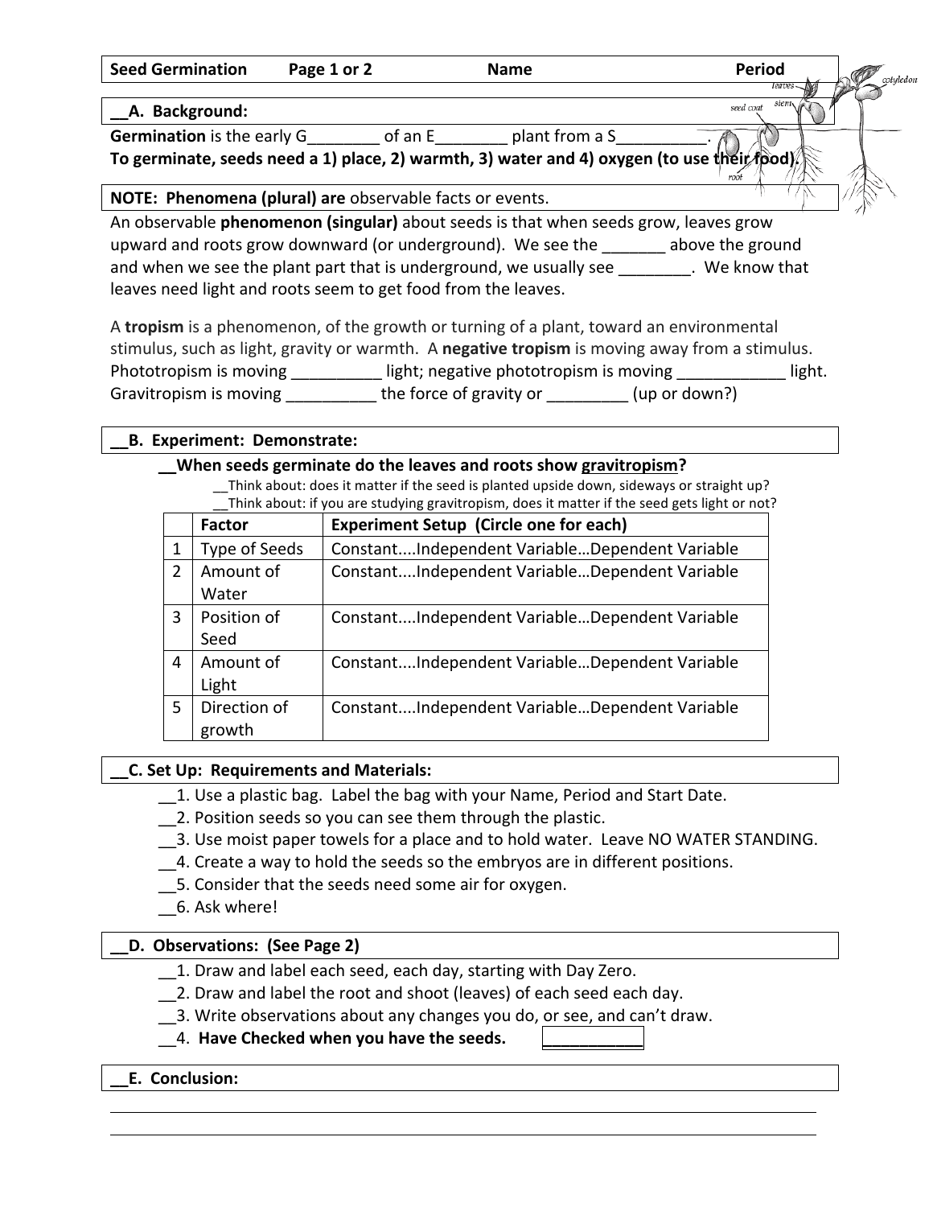**Seed Germination** Page 1 or 2 Name Period

## __A. Background:

**Germination** is the early G________ of an E________ plant from a S__________.
**To germinate, seeds need a 1) place, 2) warmth, 3) water and 4) oxygen (to use their food).**

**NOTE: Phenomena (plural) are** observable facts or events.

An observable **phenomenon (singular)** about seeds is that when seeds grow, leaves grow upward and roots grow downward (or underground). We see the _______ above the ground and when we see the plant part that is underground, we usually see ________. We know that leaves need light and roots seem to get food from the leaves.

A **tropism** is a phenomenon, of the growth or turning of a plant, toward an environmental stimulus, such as light, gravity or warmth. A **negative tropism** is moving away from a stimulus. Phototropism is moving __________ light; negative phototropism is moving ____________ light. Gravitropism is moving __________ the force of gravity or _________ (up or down?)

## __B. Experiment: Demonstrate:

**__When seeds germinate do the leaves and roots show gravitropism?**

__Think about: does it matter if the seed is planted upside down, sideways or straight up?
__Think about: if you are studying gravitropism, does it matter if the seed gets light or not?

| | Factor | Experiment Setup (Circle one for each) |
|---|---|---|
| 1 | Type of Seeds | Constant....Independent Variable…Dependent Variable |
| 2 | Amount of Water | Constant....Independent Variable…Dependent Variable |
| 3 | Position of Seed | Constant....Independent Variable…Dependent Variable |
| 4 | Amount of Light | Constant....Independent Variable…Dependent Variable |
| 5 | Direction of growth | Constant....Independent Variable…Dependent Variable |

## __C. Set Up: Requirements and Materials:

__1. Use a plastic bag. Label the bag with your Name, Period and Start Date.
__2. Position seeds so you can see them through the plastic.
__3. Use moist paper towels for a place and to hold water. Leave NO WATER STANDING.
__4. Create a way to hold the seeds so the embryos are in different positions.
__5. Consider that the seeds need some air for oxygen.
__6. Ask where!

## __D. Observations: (See Page 2)

__1. Draw and label each seed, each day, starting with Day Zero.
__2. Draw and label the root and shoot (leaves) of each seed each day.
__3. Write observations about any changes you do, or see, and can't draw.
__4. **Have Checked when you have the seeds.** ____________

## __E. Conclusion:

______________________________________________________________________

______________________________________________________________________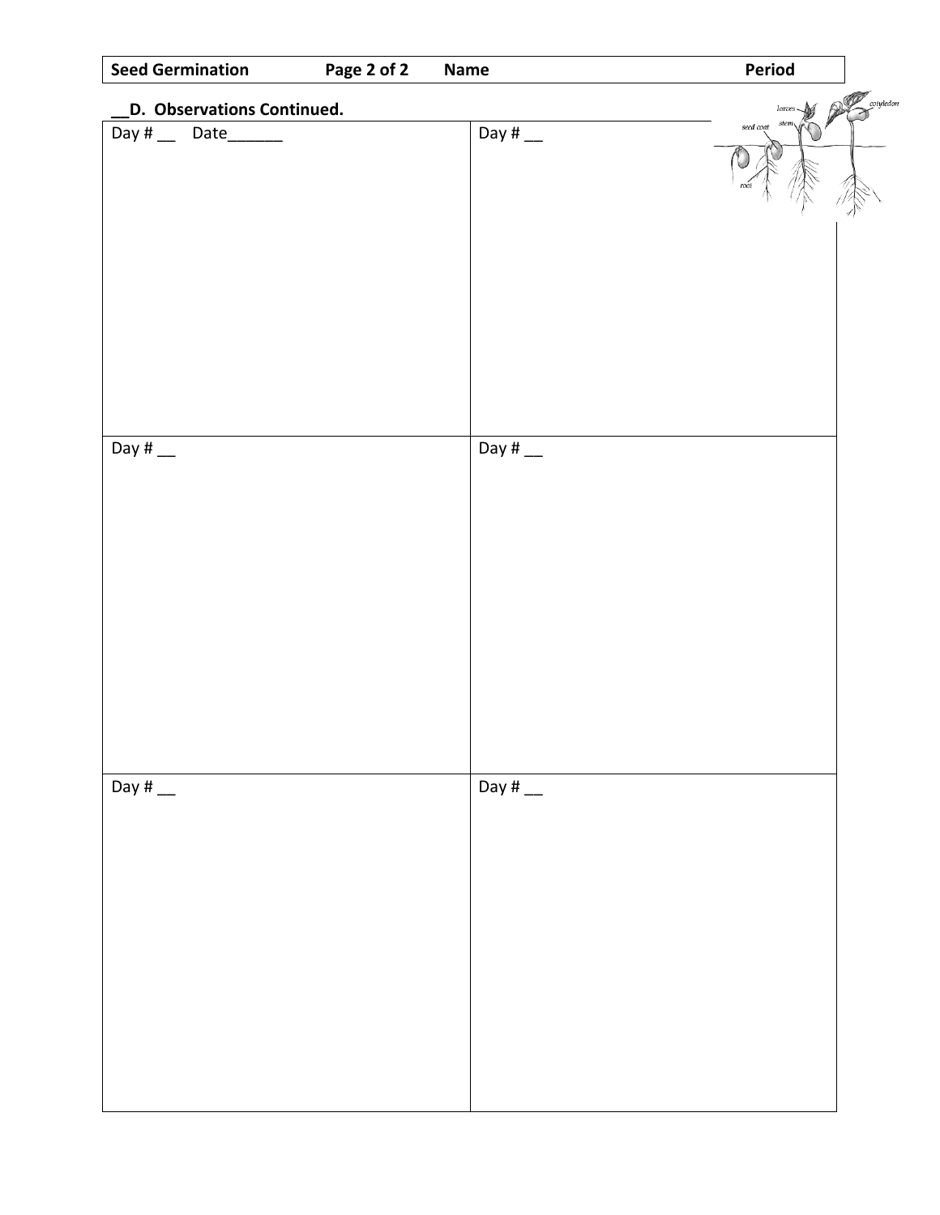| Seed Germination | Page 2 of 2 | Name | Period |
|---|---|---|---|

**__D. Observations Continued.**

| | |
|---|---|
| Day # __ Date______ | Day # __ |
| Day # __ | Day # __ |
| Day # __ | Day # __ |